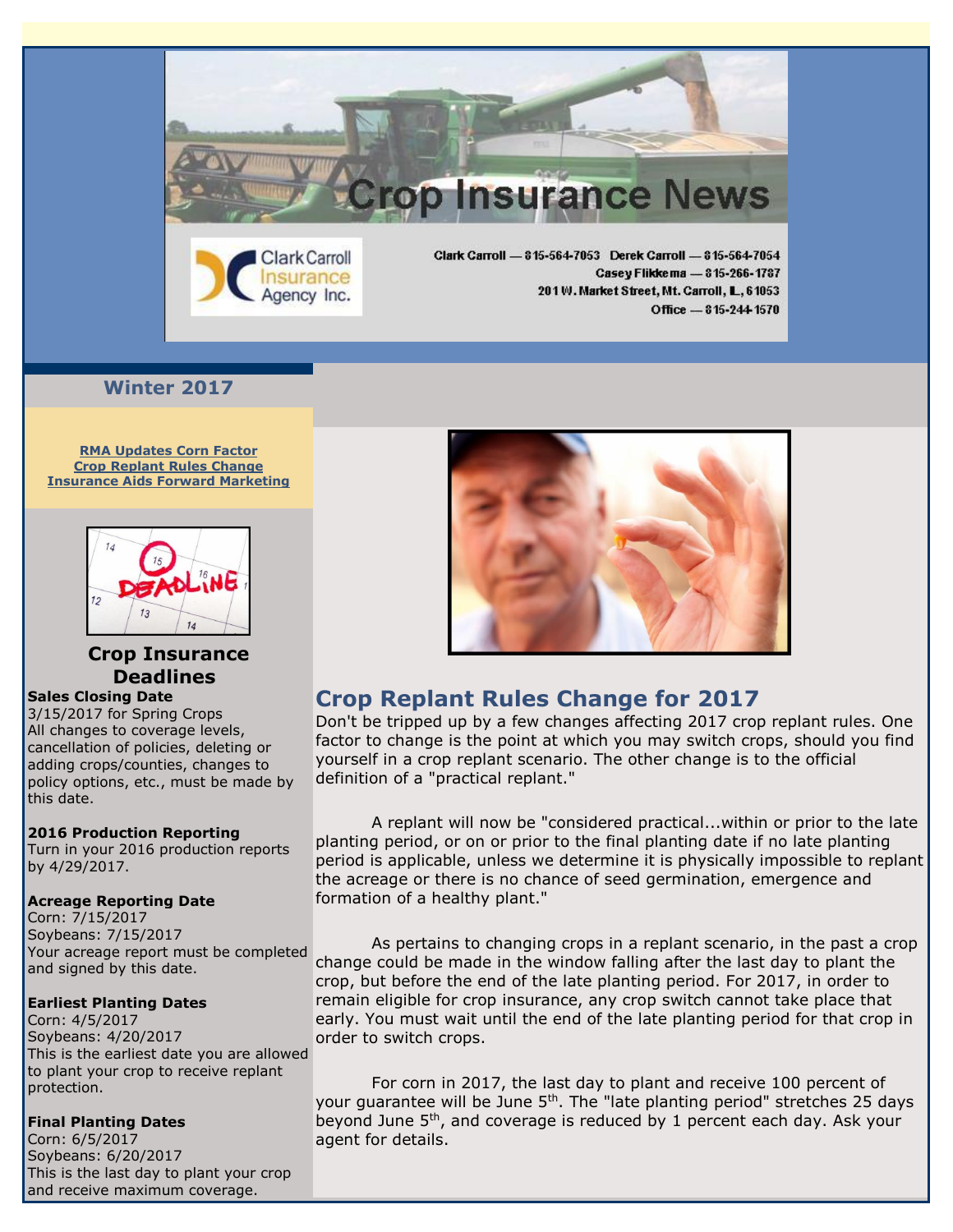# Crop Insurance News

Clark Carroll Insurance Agency Inc.

Clark Carroll — 815-564-7053 Derek Carroll — 815-564-7054
Casey Flikkema — 815-266-1787
201 W. Market Street, Mt. Carroll, IL, 61053
Office — 815-244-1570

## Winter 2017

RMA Updates Corn Factor
Crop Replant Rules Change
Insurance Aids Forward Marketing

### Crop Insurance Deadlines

**Sales Closing Date**
3/15/2017 for Spring Crops
All changes to coverage levels, cancellation of policies, deleting or adding crops/counties, changes to policy options, etc., must be made by this date.

**2016 Production Reporting**
Turn in your 2016 production reports by 4/29/2017.

**Acreage Reporting Date**
Corn: 7/15/2017
Soybeans: 7/15/2017
Your acreage report must be completed and signed by this date.

**Earliest Planting Dates**
Corn: 4/5/2017
Soybeans: 4/20/2017
This is the earliest date you are allowed to plant your crop to receive replant protection.

**Final Planting Dates**
Corn: 6/5/2017
Soybeans: 6/20/2017
This is the last day to plant your crop and receive maximum coverage.

## Crop Replant Rules Change for 2017

Don't be tripped up by a few changes affecting 2017 crop replant rules. One factor to change is the point at which you may switch crops, should you find yourself in a crop replant scenario. The other change is to the official definition of a "practical replant."

A replant will now be "considered practical...within or prior to the late planting period, or on or prior to the final planting date if no late planting period is applicable, unless we determine it is physically impossible to replant the acreage or there is no chance of seed germination, emergence and formation of a healthy plant."

As pertains to changing crops in a replant scenario, in the past a crop change could be made in the window falling after the last day to plant the crop, but before the end of the late planting period. For 2017, in order to remain eligible for crop insurance, any crop switch cannot take place that early. You must wait until the end of the late planting period for that crop in order to switch crops.

For corn in 2017, the last day to plant and receive 100 percent of your guarantee will be June 5th. The "late planting period" stretches 25 days beyond June 5th, and coverage is reduced by 1 percent each day. Ask your agent for details.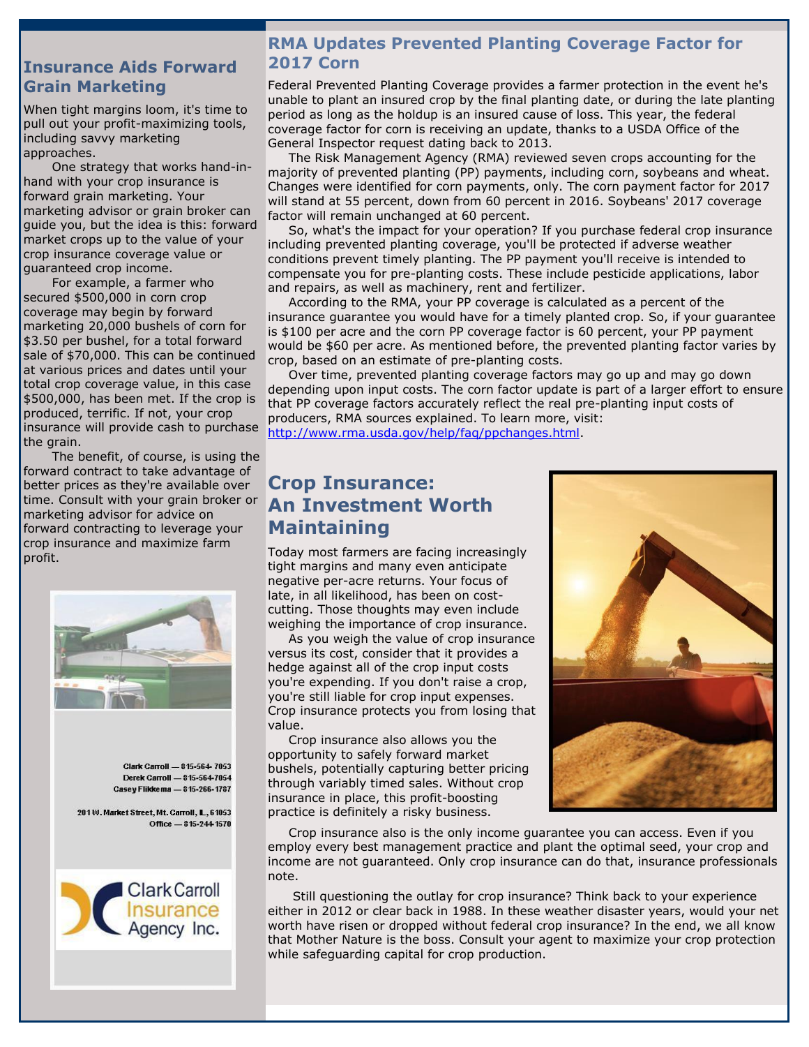## Insurance Aids Forward Grain Marketing

When tight margins loom, it's time to pull out your profit-maximizing tools, including savvy marketing approaches.

One strategy that works hand-in-hand with your crop insurance is forward grain marketing. Your marketing advisor or grain broker can guide you, but the idea is this: forward market crops up to the value of your crop insurance coverage value or guaranteed crop income.

For example, a farmer who secured $500,000 in corn crop coverage may begin by forward marketing 20,000 bushels of corn for $3.50 per bushel, for a total forward sale of $70,000. This can be continued at various prices and dates until your total crop coverage value, in this case $500,000, has been met. If the crop is produced, terrific. If not, your crop insurance will provide cash to purchase the grain.

The benefit, of course, is using the forward contract to take advantage of better prices as they're available over time. Consult with your grain broker or marketing advisor for advice on forward contracting to leverage your crop insurance and maximize farm profit.

Clark Carroll — 815-564-7053
Derek Carroll — 815-564-7054
Casey Flikkema — 815-266-1787

201 W. Market Street, Mt. Carroll, IL, 61053
Office — 815-244-1570

Clark Carroll Insurance Agency Inc.

## RMA Updates Prevented Planting Coverage Factor for 2017 Corn

Federal Prevented Planting Coverage provides a farmer protection in the event he's unable to plant an insured crop by the final planting date, or during the late planting period as long as the holdup is an insured cause of loss. This year, the federal coverage factor for corn is receiving an update, thanks to a USDA Office of the General Inspector request dating back to 2013.

The Risk Management Agency (RMA) reviewed seven crops accounting for the majority of prevented planting (PP) payments, including corn, soybeans and wheat. Changes were identified for corn payments, only. The corn payment factor for 2017 will stand at 55 percent, down from 60 percent in 2016. Soybeans' 2017 coverage factor will remain unchanged at 60 percent.

So, what's the impact for your operation? If you purchase federal crop insurance including prevented planting coverage, you'll be protected if adverse weather conditions prevent timely planting. The PP payment you'll receive is intended to compensate you for pre-planting costs. These include pesticide applications, labor and repairs, as well as machinery, rent and fertilizer.

According to the RMA, your PP coverage is calculated as a percent of the insurance guarantee you would have for a timely planted crop. So, if your guarantee is $100 per acre and the corn PP coverage factor is 60 percent, your PP payment would be $60 per acre. As mentioned before, the prevented planting factor varies by crop, based on an estimate of pre-planting costs.

Over time, prevented planting coverage factors may go up and may go down depending upon input costs. The corn factor update is part of a larger effort to ensure that PP coverage factors accurately reflect the real pre-planting input costs of producers, RMA sources explained. To learn more, visit: http://www.rma.usda.gov/help/faq/ppchanges.html.

## Crop Insurance: An Investment Worth Maintaining

Today most farmers are facing increasingly tight margins and many even anticipate negative per-acre returns. Your focus of late, in all likelihood, has been on cost-cutting. Those thoughts may even include weighing the importance of crop insurance.

As you weigh the value of crop insurance versus its cost, consider that it provides a hedge against all of the crop input costs you're expending. If you don't raise a crop, you're still liable for crop input expenses. Crop insurance protects you from losing that value.

Crop insurance also allows you the opportunity to safely forward market bushels, potentially capturing better pricing through variably timed sales. Without crop insurance in place, this profit-boosting practice is definitely a risky business.

Crop insurance also is the only income guarantee you can access. Even if you employ every best management practice and plant the optimal seed, your crop and income are not guaranteed. Only crop insurance can do that, insurance professionals note.

Still questioning the outlay for crop insurance? Think back to your experience either in 2012 or clear back in 1988. In these weather disaster years, would your net worth have risen or dropped without federal crop insurance? In the end, we all know that Mother Nature is the boss. Consult your agent to maximize your crop protection while safeguarding capital for crop production.